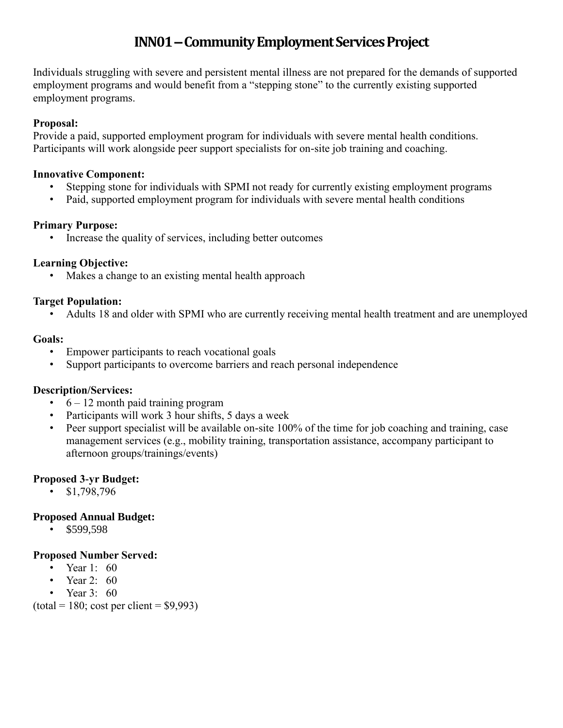# INN01 – Community Employment Services Project

Individuals struggling with severe and persistent mental illness are not prepared for the demands of supported employment programs and would benefit from a "stepping stone" to the currently existing supported employment programs.

**Proposal:**
Provide a paid, supported employment program for individuals with severe mental health conditions. Participants will work alongside peer support specialists for on-site job training and coaching.

**Innovative Component:**

- Stepping stone for individuals with SPMI not ready for currently existing employment programs
- Paid, supported employment program for individuals with severe mental health conditions

**Primary Purpose:**

- Increase the quality of services, including better outcomes

**Learning Objective:**

- Makes a change to an existing mental health approach

**Target Population:**

- Adults 18 and older with SPMI who are currently receiving mental health treatment and are unemployed

**Goals:**

- Empower participants to reach vocational goals
- Support participants to overcome barriers and reach personal independence

**Description/Services:**

- 6 – 12 month paid training program
- Participants will work 3 hour shifts, 5 days a week
- Peer support specialist will be available on-site 100% of the time for job coaching and training, case management services (e.g., mobility training, transportation assistance, accompany participant to afternoon groups/trainings/events)

**Proposed 3-yr Budget:**

- $1,798,796

**Proposed Annual Budget:**

- $599,598

**Proposed Number Served:**

- Year 1: 60
- Year 2: 60
- Year 3: 60

(total = 180; cost per client = $9,993)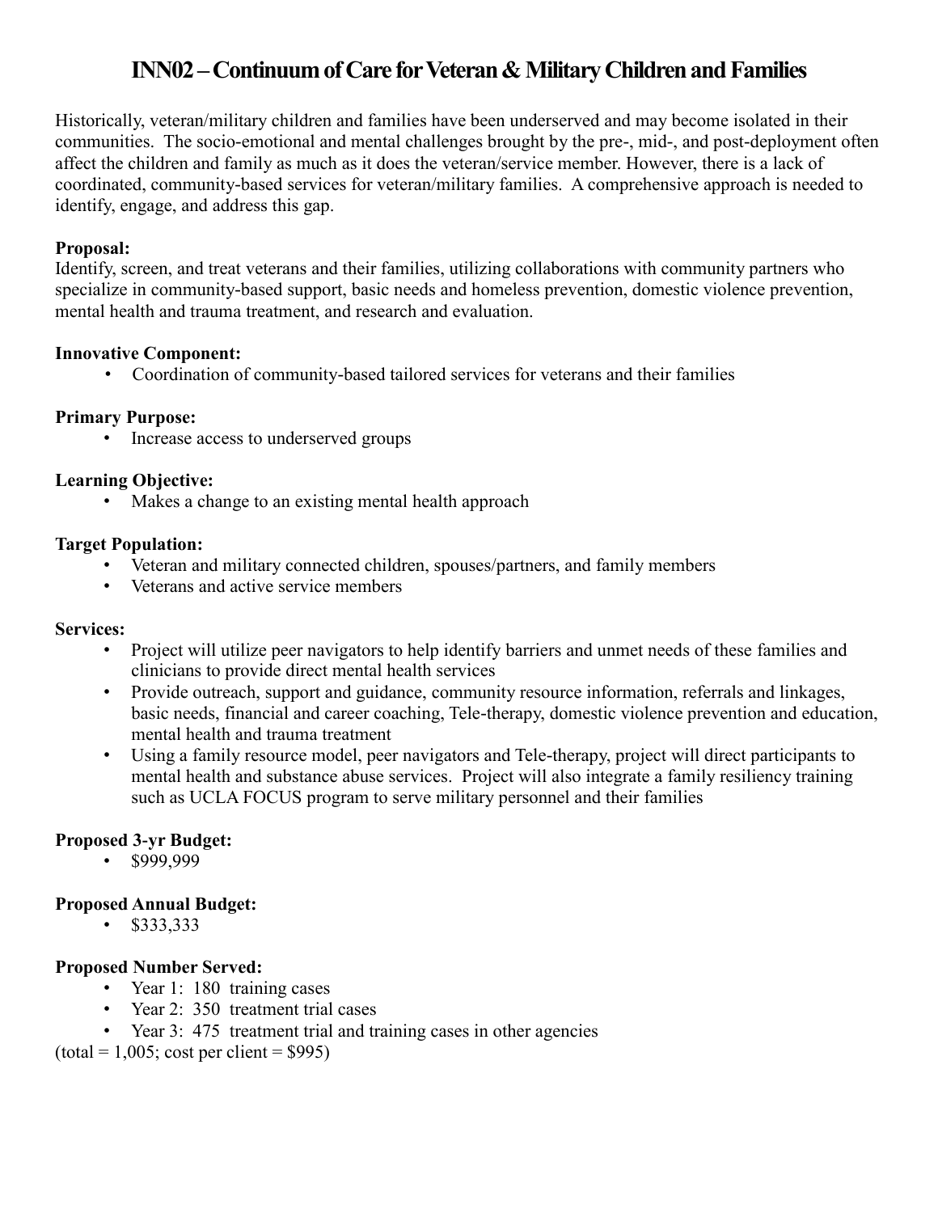# INN02 – Continuum of Care for Veteran & Military Children and Families

Historically, veteran/military children and families have been underserved and may become isolated in their communities. The socio-emotional and mental challenges brought by the pre-, mid-, and post-deployment often affect the children and family as much as it does the veteran/service member. However, there is a lack of coordinated, community-based services for veteran/military families. A comprehensive approach is needed to identify, engage, and address this gap.

**Proposal:**
Identify, screen, and treat veterans and their families, utilizing collaborations with community partners who specialize in community-based support, basic needs and homeless prevention, domestic violence prevention, mental health and trauma treatment, and research and evaluation.

**Innovative Component:**

- Coordination of community-based tailored services for veterans and their families

**Primary Purpose:**

- Increase access to underserved groups

**Learning Objective:**

- Makes a change to an existing mental health approach

**Target Population:**

- Veteran and military connected children, spouses/partners, and family members
- Veterans and active service members

**Services:**

- Project will utilize peer navigators to help identify barriers and unmet needs of these families and clinicians to provide direct mental health services
- Provide outreach, support and guidance, community resource information, referrals and linkages, basic needs, financial and career coaching, Tele-therapy, domestic violence prevention and education, mental health and trauma treatment
- Using a family resource model, peer navigators and Tele-therapy, project will direct participants to mental health and substance abuse services. Project will also integrate a family resiliency training such as UCLA FOCUS program to serve military personnel and their families

**Proposed 3-yr Budget:**

- $999,999

**Proposed Annual Budget:**

- $333,333

**Proposed Number Served:**

- Year 1: 180 training cases
- Year 2: 350 treatment trial cases
- Year 3: 475 treatment trial and training cases in other agencies

(total = 1,005; cost per client = $995)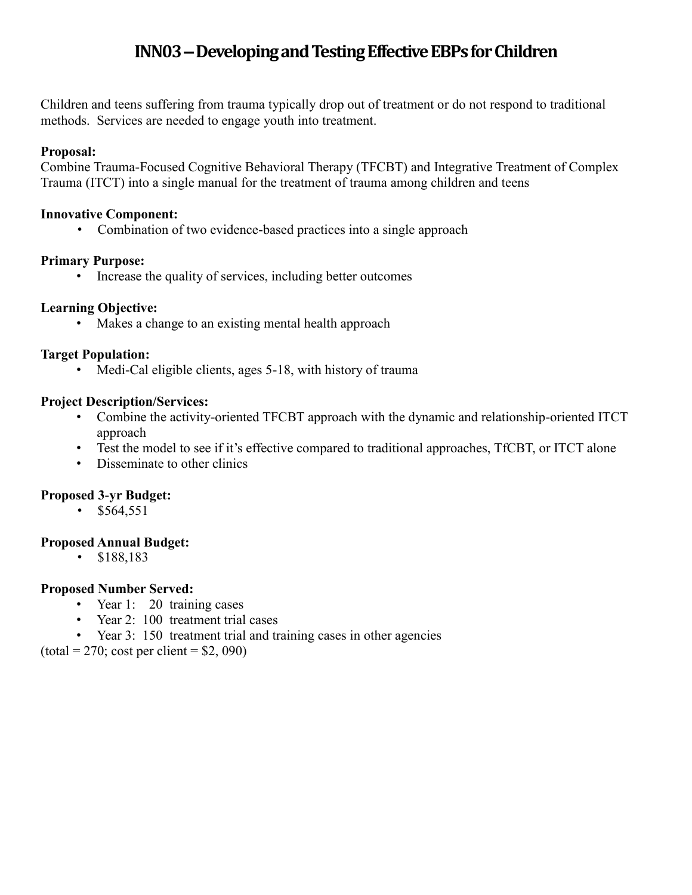# INN03 – Developing and Testing Effective EBPs for Children

Children and teens suffering from trauma typically drop out of treatment or do not respond to traditional methods. Services are needed to engage youth into treatment.

**Proposal:**
Combine Trauma-Focused Cognitive Behavioral Therapy (TFCBT) and Integrative Treatment of Complex Trauma (ITCT) into a single manual for the treatment of trauma among children and teens

**Innovative Component:**

- Combination of two evidence-based practices into a single approach

**Primary Purpose:**

- Increase the quality of services, including better outcomes

**Learning Objective:**

- Makes a change to an existing mental health approach

**Target Population:**

- Medi-Cal eligible clients, ages 5-18, with history of trauma

**Project Description/Services:**

- Combine the activity-oriented TFCBT approach with the dynamic and relationship-oriented ITCT approach
- Test the model to see if it's effective compared to traditional approaches, TfCBT, or ITCT alone
- Disseminate to other clinics

**Proposed 3-yr Budget:**

- $564,551

**Proposed Annual Budget:**

- $188,183

**Proposed Number Served:**

- Year 1: 20 training cases
- Year 2: 100 treatment trial cases
- Year 3: 150 treatment trial and training cases in other agencies

(total = 270; cost per client = $2, 090)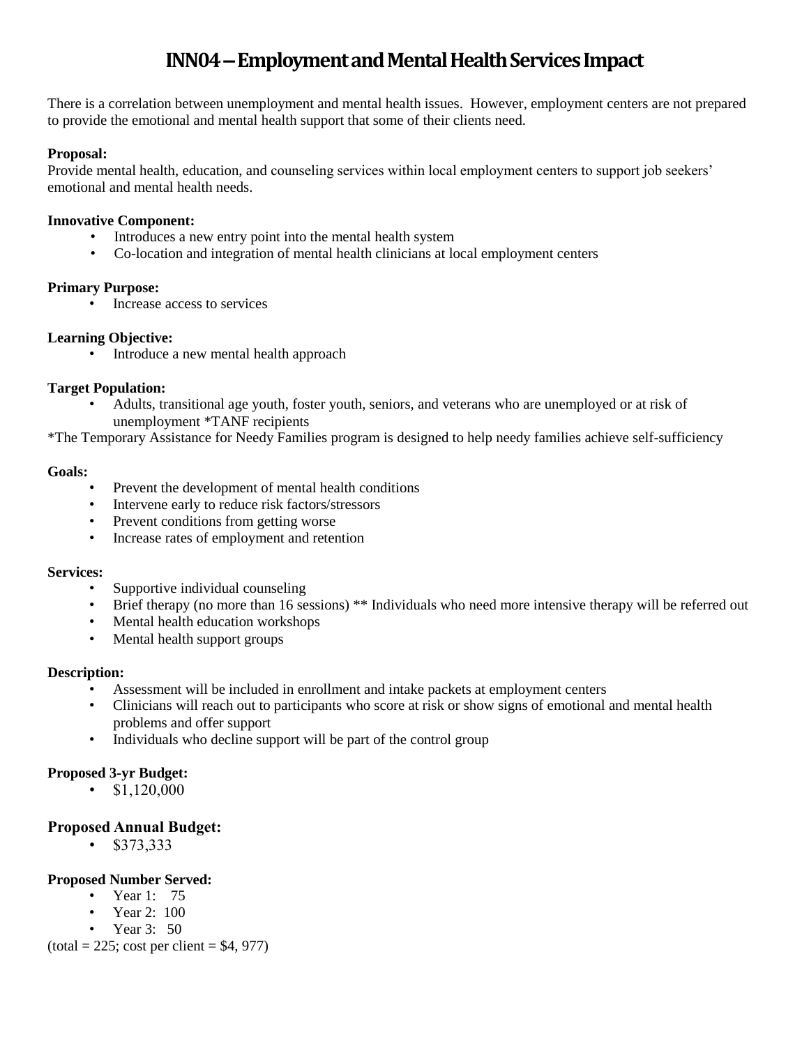# INN04 – Employment and Mental Health Services Impact

There is a correlation between unemployment and mental health issues. However, employment centers are not prepared to provide the emotional and mental health support that some of their clients need.

**Proposal:**
Provide mental health, education, and counseling services within local employment centers to support job seekers' emotional and mental health needs.

**Innovative Component:**

- Introduces a new entry point into the mental health system
- Co-location and integration of mental health clinicians at local employment centers

**Primary Purpose:**

- Increase access to services

**Learning Objective:**

- Introduce a new mental health approach

**Target Population:**

- Adults, transitional age youth, foster youth, seniors, and veterans who are unemployed or at risk of unemployment *TANF recipients

*The Temporary Assistance for Needy Families program is designed to help needy families achieve self-sufficiency

**Goals:**

- Prevent the development of mental health conditions
- Intervene early to reduce risk factors/stressors
- Prevent conditions from getting worse
- Increase rates of employment and retention

**Services:**

- Supportive individual counseling
- Brief therapy (no more than 16 sessions) ** Individuals who need more intensive therapy will be referred out
- Mental health education workshops
- Mental health support groups

**Description:**

- Assessment will be included in enrollment and intake packets at employment centers
- Clinicians will reach out to participants who score at risk or show signs of emotional and mental health problems and offer support
- Individuals who decline support will be part of the control group

**Proposed 3-yr Budget:**

- $1,120,000

**Proposed Annual Budget:**

- $373,333

**Proposed Number Served:**

- Year 1: 75
- Year 2: 100
- Year 3: 50

(total = 225; cost per client = $4, 977)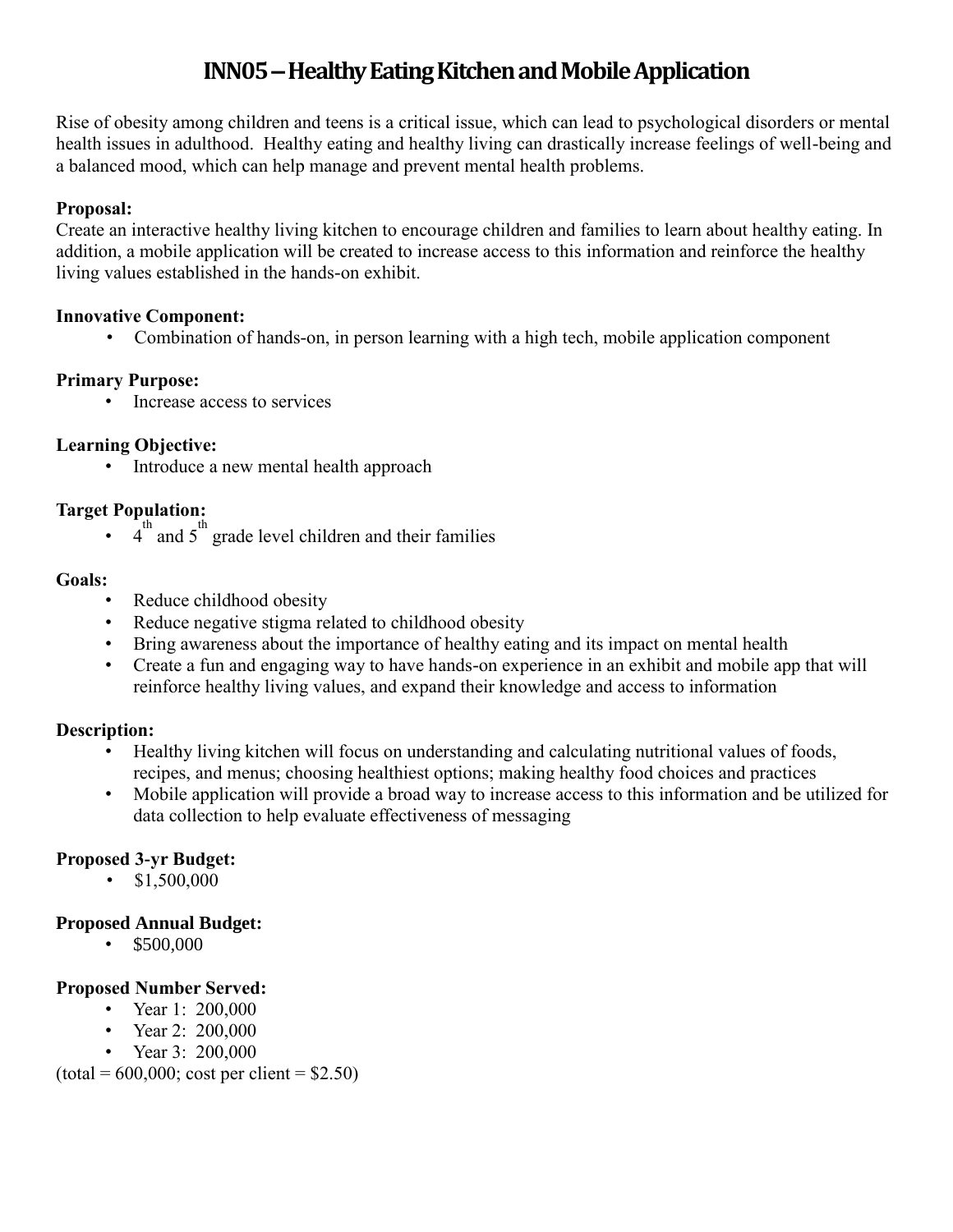# INN05 – Healthy Eating Kitchen and Mobile Application

Rise of obesity among children and teens is a critical issue, which can lead to psychological disorders or mental health issues in adulthood. Healthy eating and healthy living can drastically increase feelings of well-being and a balanced mood, which can help manage and prevent mental health problems.

**Proposal:**
Create an interactive healthy living kitchen to encourage children and families to learn about healthy eating. In addition, a mobile application will be created to increase access to this information and reinforce the healthy living values established in the hands-on exhibit.

**Innovative Component:**

- Combination of hands-on, in person learning with a high tech, mobile application component

**Primary Purpose:**

- Increase access to services

**Learning Objective:**

- Introduce a new mental health approach

**Target Population:**

- 4th and 5th grade level children and their families

**Goals:**

- Reduce childhood obesity
- Reduce negative stigma related to childhood obesity
- Bring awareness about the importance of healthy eating and its impact on mental health
- Create a fun and engaging way to have hands-on experience in an exhibit and mobile app that will reinforce healthy living values, and expand their knowledge and access to information

**Description:**

- Healthy living kitchen will focus on understanding and calculating nutritional values of foods, recipes, and menus; choosing healthiest options; making healthy food choices and practices
- Mobile application will provide a broad way to increase access to this information and be utilized for data collection to help evaluate effectiveness of messaging

**Proposed 3-yr Budget:**

- $1,500,000

**Proposed Annual Budget:**

- $500,000

**Proposed Number Served:**

- Year 1: 200,000
- Year 2: 200,000
- Year 3: 200,000

(total = 600,000; cost per client = $2.50)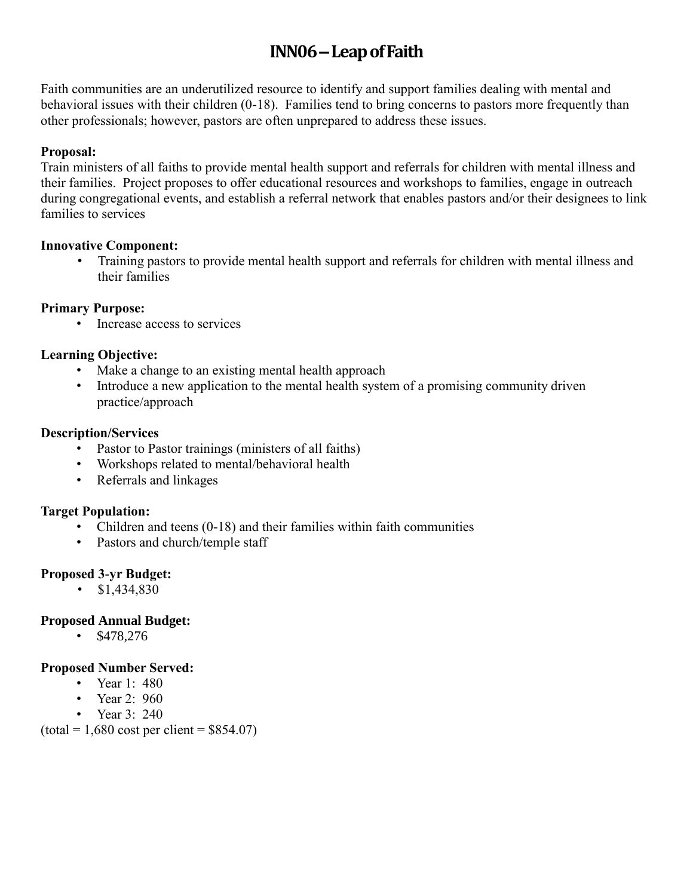# INN06 – Leap of Faith

Faith communities are an underutilized resource to identify and support families dealing with mental and behavioral issues with their children (0-18). Families tend to bring concerns to pastors more frequently than other professionals; however, pastors are often unprepared to address these issues.

**Proposal:**
Train ministers of all faiths to provide mental health support and referrals for children with mental illness and their families. Project proposes to offer educational resources and workshops to families, engage in outreach during congregational events, and establish a referral network that enables pastors and/or their designees to link families to services

**Innovative Component:**

- Training pastors to provide mental health support and referrals for children with mental illness and their families

**Primary Purpose:**

- Increase access to services

**Learning Objective:**

- Make a change to an existing mental health approach
- Introduce a new application to the mental health system of a promising community driven practice/approach

**Description/Services**

- Pastor to Pastor trainings (ministers of all faiths)
- Workshops related to mental/behavioral health
- Referrals and linkages

**Target Population:**

- Children and teens (0-18) and their families within faith communities
- Pastors and church/temple staff

**Proposed 3-yr Budget:**

- $1,434,830

**Proposed Annual Budget:**

- $478,276

**Proposed Number Served:**

- Year 1: 480
- Year 2: 960
- Year 3: 240

(total = 1,680 cost per client = $854.07)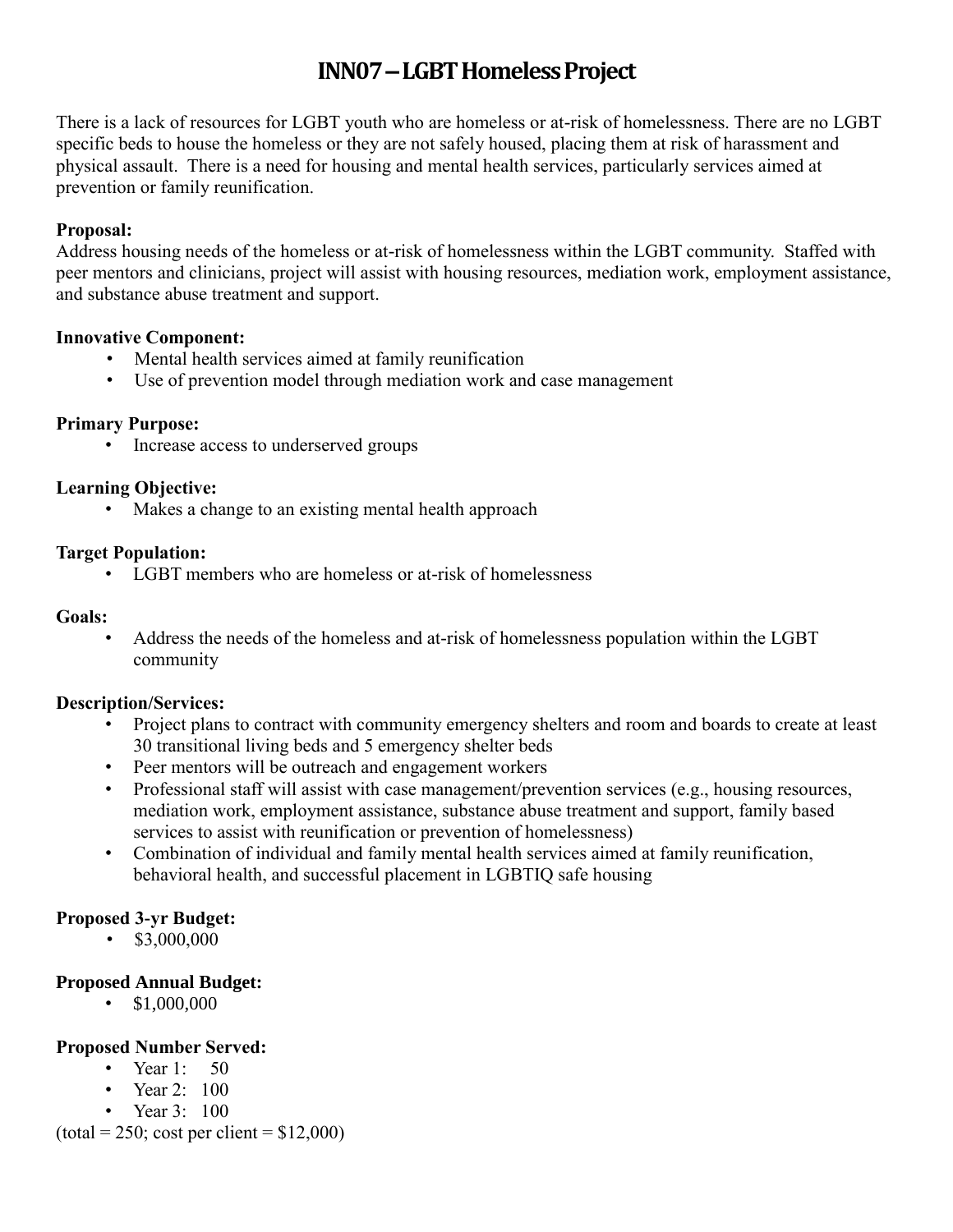# INN07 – LGBT Homeless Project

There is a lack of resources for LGBT youth who are homeless or at-risk of homelessness. There are no LGBT specific beds to house the homeless or they are not safely housed, placing them at risk of harassment and physical assault. There is a need for housing and mental health services, particularly services aimed at prevention or family reunification.

**Proposal:**
Address housing needs of the homeless or at-risk of homelessness within the LGBT community. Staffed with peer mentors and clinicians, project will assist with housing resources, mediation work, employment assistance, and substance abuse treatment and support.

**Innovative Component:**

- Mental health services aimed at family reunification
- Use of prevention model through mediation work and case management

**Primary Purpose:**

- Increase access to underserved groups

**Learning Objective:**

- Makes a change to an existing mental health approach

**Target Population:**

- LGBT members who are homeless or at-risk of homelessness

**Goals:**

- Address the needs of the homeless and at-risk of homelessness population within the LGBT community

**Description/Services:**

- Project plans to contract with community emergency shelters and room and boards to create at least 30 transitional living beds and 5 emergency shelter beds
- Peer mentors will be outreach and engagement workers
- Professional staff will assist with case management/prevention services (e.g., housing resources, mediation work, employment assistance, substance abuse treatment and support, family based services to assist with reunification or prevention of homelessness)
- Combination of individual and family mental health services aimed at family reunification, behavioral health, and successful placement in LGBTIQ safe housing

**Proposed 3-yr Budget:**

- $3,000,000

**Proposed Annual Budget:**

- $1,000,000

**Proposed Number Served:**

- Year 1: 50
- Year 2: 100
- Year 3: 100

(total = 250; cost per client = $12,000)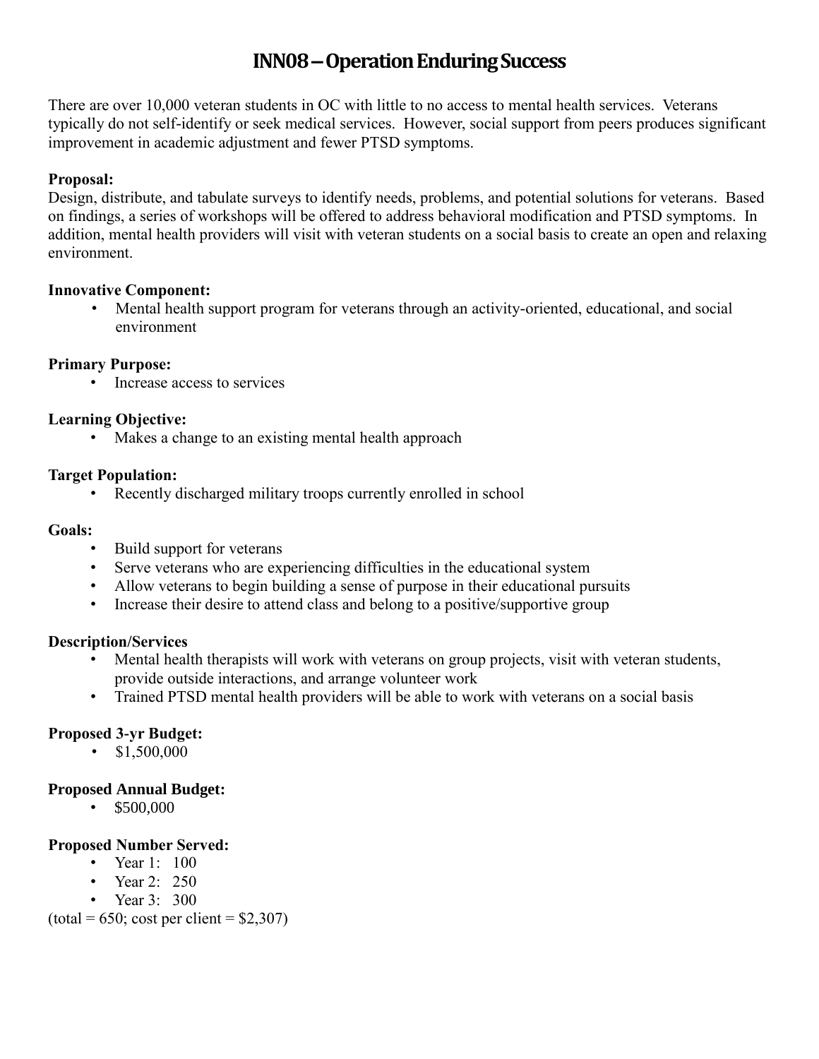# INN08 – Operation Enduring Success

There are over 10,000 veteran students in OC with little to no access to mental health services. Veterans typically do not self-identify or seek medical services. However, social support from peers produces significant improvement in academic adjustment and fewer PTSD symptoms.

**Proposal:**
Design, distribute, and tabulate surveys to identify needs, problems, and potential solutions for veterans. Based on findings, a series of workshops will be offered to address behavioral modification and PTSD symptoms. In addition, mental health providers will visit with veteran students on a social basis to create an open and relaxing environment.

**Innovative Component:**

- Mental health support program for veterans through an activity-oriented, educational, and social environment

**Primary Purpose:**

- Increase access to services

**Learning Objective:**

- Makes a change to an existing mental health approach

**Target Population:**

- Recently discharged military troops currently enrolled in school

**Goals:**

- Build support for veterans
- Serve veterans who are experiencing difficulties in the educational system
- Allow veterans to begin building a sense of purpose in their educational pursuits
- Increase their desire to attend class and belong to a positive/supportive group

**Description/Services**

- Mental health therapists will work with veterans on group projects, visit with veteran students, provide outside interactions, and arrange volunteer work
- Trained PTSD mental health providers will be able to work with veterans on a social basis

**Proposed 3-yr Budget:**

- $1,500,000

**Proposed Annual Budget:**

- $500,000

**Proposed Number Served:**

- Year 1: 100
- Year 2: 250
- Year 3: 300

(total = 650; cost per client = $2,307)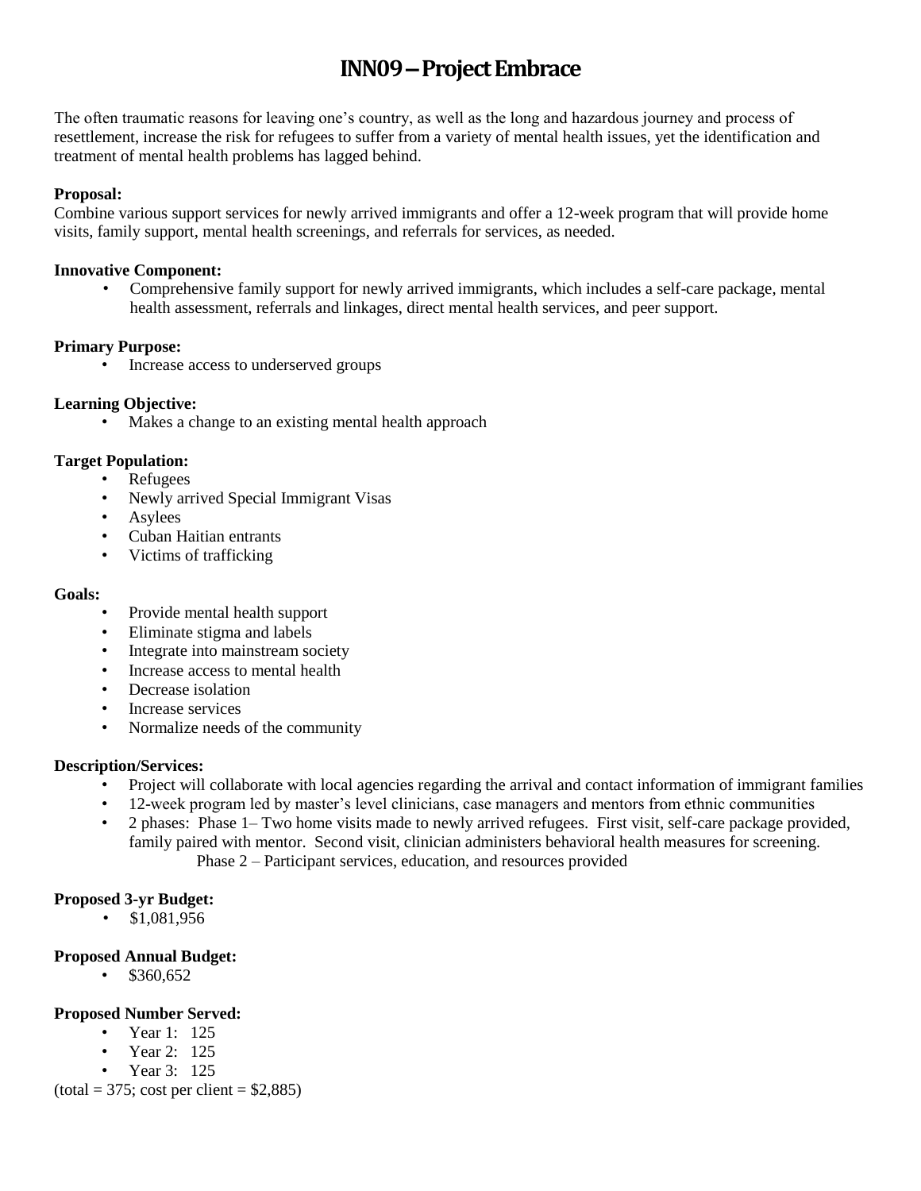# INN09 – Project Embrace

The often traumatic reasons for leaving one's country, as well as the long and hazardous journey and process of resettlement, increase the risk for refugees to suffer from a variety of mental health issues, yet the identification and treatment of mental health problems has lagged behind.

**Proposal:**
Combine various support services for newly arrived immigrants and offer a 12-week program that will provide home visits, family support, mental health screenings, and referrals for services, as needed.

**Innovative Component:**

- Comprehensive family support for newly arrived immigrants, which includes a self-care package, mental health assessment, referrals and linkages, direct mental health services, and peer support.

**Primary Purpose:**

- Increase access to underserved groups

**Learning Objective:**

- Makes a change to an existing mental health approach

**Target Population:**

- Refugees
- Newly arrived Special Immigrant Visas
- Asylees
- Cuban Haitian entrants
- Victims of trafficking

**Goals:**

- Provide mental health support
- Eliminate stigma and labels
- Integrate into mainstream society
- Increase access to mental health
- Decrease isolation
- Increase services
- Normalize needs of the community

**Description/Services:**

- Project will collaborate with local agencies regarding the arrival and contact information of immigrant families
- 12-week program led by master's level clinicians, case managers and mentors from ethnic communities
- 2 phases: Phase 1– Two home visits made to newly arrived refugees. First visit, self-care package provided, family paired with mentor. Second visit, clinician administers behavioral health measures for screening.
  Phase 2 – Participant services, education, and resources provided

**Proposed 3-yr Budget:**

- \$1,081,956

**Proposed Annual Budget:**

- \$360,652

**Proposed Number Served:**

- Year 1: 125
- Year 2: 125
- Year 3: 125

(total = 375; cost per client = \$2,885)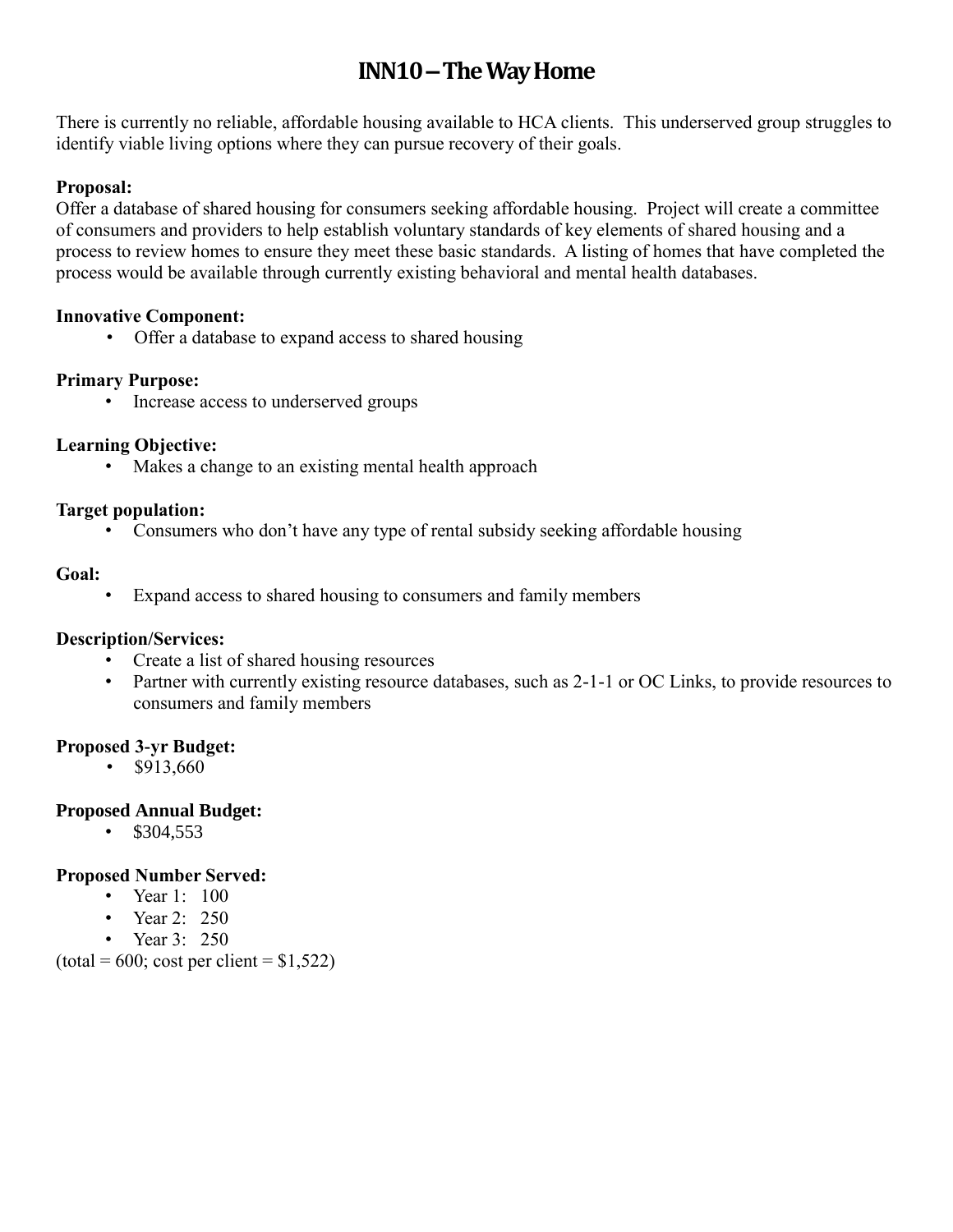# INN10 – The Way Home

There is currently no reliable, affordable housing available to HCA clients. This underserved group struggles to identify viable living options where they can pursue recovery of their goals.

**Proposal:**
Offer a database of shared housing for consumers seeking affordable housing. Project will create a committee of consumers and providers to help establish voluntary standards of key elements of shared housing and a process to review homes to ensure they meet these basic standards. A listing of homes that have completed the process would be available through currently existing behavioral and mental health databases.

**Innovative Component:**

- Offer a database to expand access to shared housing

**Primary Purpose:**

- Increase access to underserved groups

**Learning Objective:**

- Makes a change to an existing mental health approach

**Target population:**

- Consumers who don't have any type of rental subsidy seeking affordable housing

**Goal:**

- Expand access to shared housing to consumers and family members

**Description/Services:**

- Create a list of shared housing resources
- Partner with currently existing resource databases, such as 2-1-1 or OC Links, to provide resources to consumers and family members

**Proposed 3-yr Budget:**

- $913,660

**Proposed Annual Budget:**

- $304,553

**Proposed Number Served:**

- Year 1: 100
- Year 2: 250
- Year 3: 250

(total = 600; cost per client = $1,522)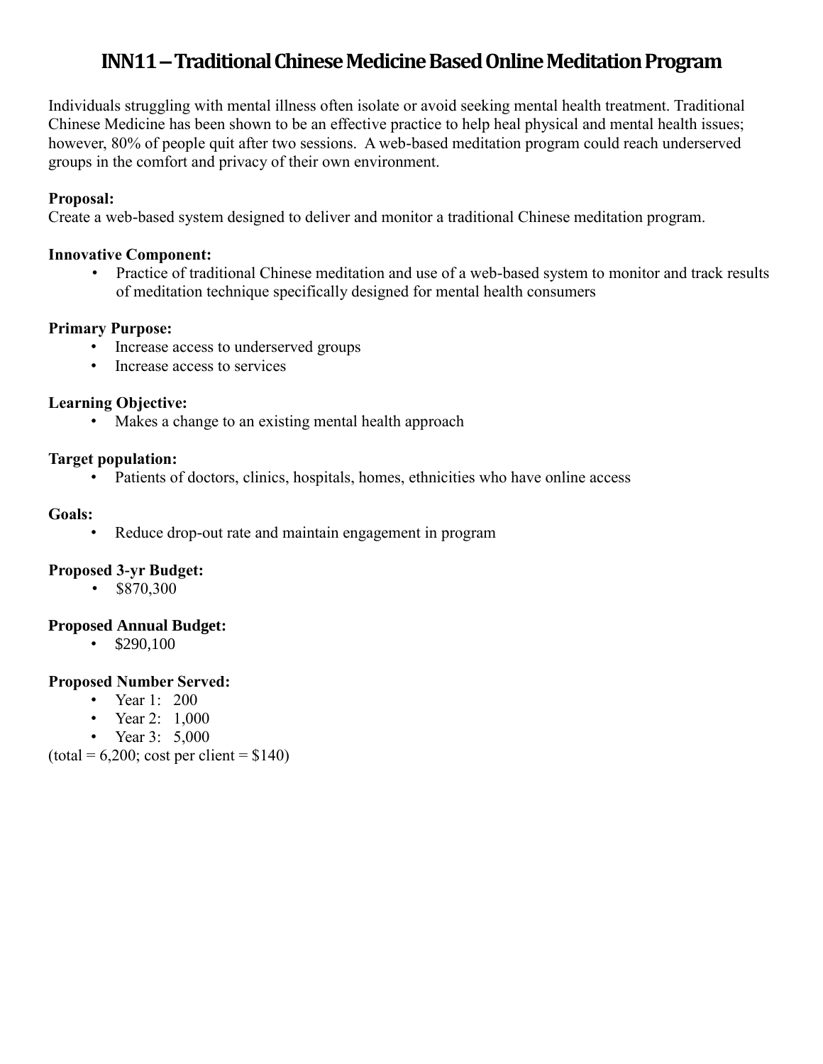# INN11 – Traditional Chinese Medicine Based Online Meditation Program

Individuals struggling with mental illness often isolate or avoid seeking mental health treatment. Traditional Chinese Medicine has been shown to be an effective practice to help heal physical and mental health issues; however, 80% of people quit after two sessions. A web-based meditation program could reach underserved groups in the comfort and privacy of their own environment.

**Proposal:**
Create a web-based system designed to deliver and monitor a traditional Chinese meditation program.

**Innovative Component:**

- Practice of traditional Chinese meditation and use of a web-based system to monitor and track results of meditation technique specifically designed for mental health consumers

**Primary Purpose:**

- Increase access to underserved groups
- Increase access to services

**Learning Objective:**

- Makes a change to an existing mental health approach

**Target population:**

- Patients of doctors, clinics, hospitals, homes, ethnicities who have online access

**Goals:**

- Reduce drop-out rate and maintain engagement in program

**Proposed 3-yr Budget:**

- $870,300

**Proposed Annual Budget:**

- $290,100

**Proposed Number Served:**

- Year 1: 200
- Year 2: 1,000
- Year 3: 5,000

(total = 6,200; cost per client = $140)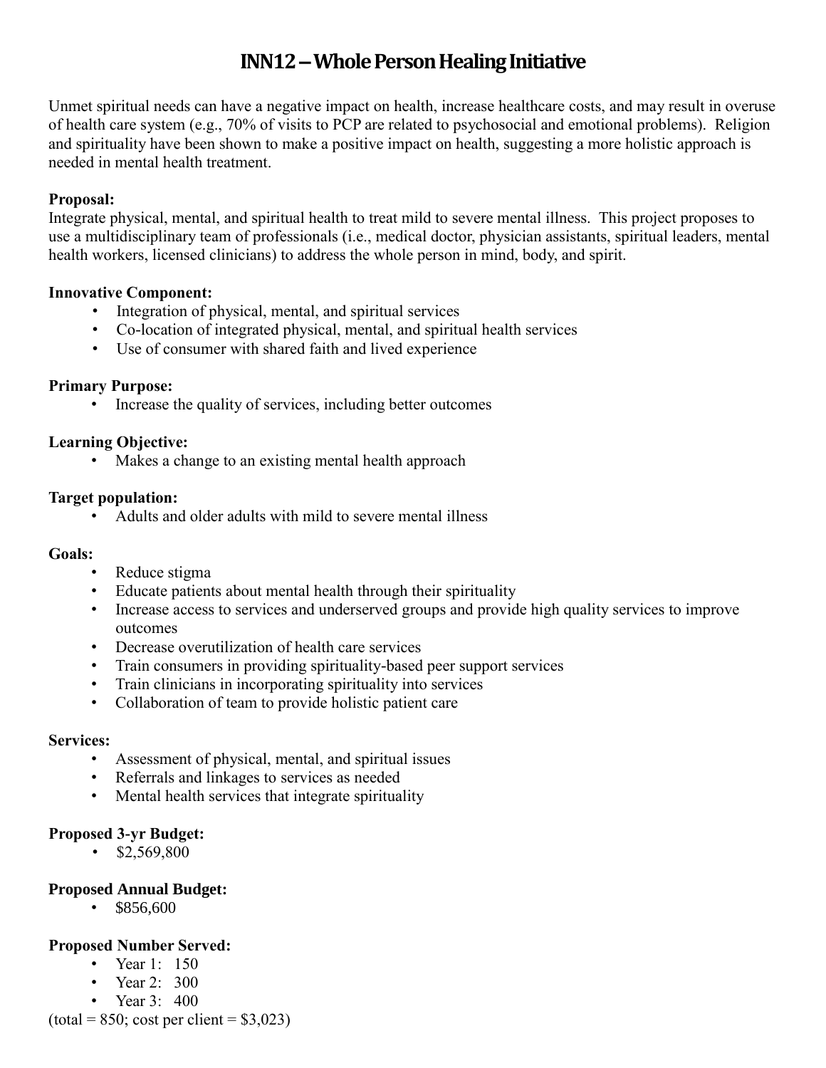# INN12 – Whole Person Healing Initiative

Unmet spiritual needs can have a negative impact on health, increase healthcare costs, and may result in overuse of health care system (e.g., 70% of visits to PCP are related to psychosocial and emotional problems). Religion and spirituality have been shown to make a positive impact on health, suggesting a more holistic approach is needed in mental health treatment.

**Proposal:**
Integrate physical, mental, and spiritual health to treat mild to severe mental illness. This project proposes to use a multidisciplinary team of professionals (i.e., medical doctor, physician assistants, spiritual leaders, mental health workers, licensed clinicians) to address the whole person in mind, body, and spirit.

**Innovative Component:**

- Integration of physical, mental, and spiritual services
- Co-location of integrated physical, mental, and spiritual health services
- Use of consumer with shared faith and lived experience

**Primary Purpose:**

- Increase the quality of services, including better outcomes

**Learning Objective:**

- Makes a change to an existing mental health approach

**Target population:**

- Adults and older adults with mild to severe mental illness

**Goals:**

- Reduce stigma
- Educate patients about mental health through their spirituality
- Increase access to services and underserved groups and provide high quality services to improve outcomes
- Decrease overutilization of health care services
- Train consumers in providing spirituality-based peer support services
- Train clinicians in incorporating spirituality into services
- Collaboration of team to provide holistic patient care

**Services:**

- Assessment of physical, mental, and spiritual issues
- Referrals and linkages to services as needed
- Mental health services that integrate spirituality

**Proposed 3-yr Budget:**

- $2,569,800

**Proposed Annual Budget:**

- $856,600

**Proposed Number Served:**

- Year 1: 150
- Year 2: 300
- Year 3: 400

(total = 850; cost per client = $3,023)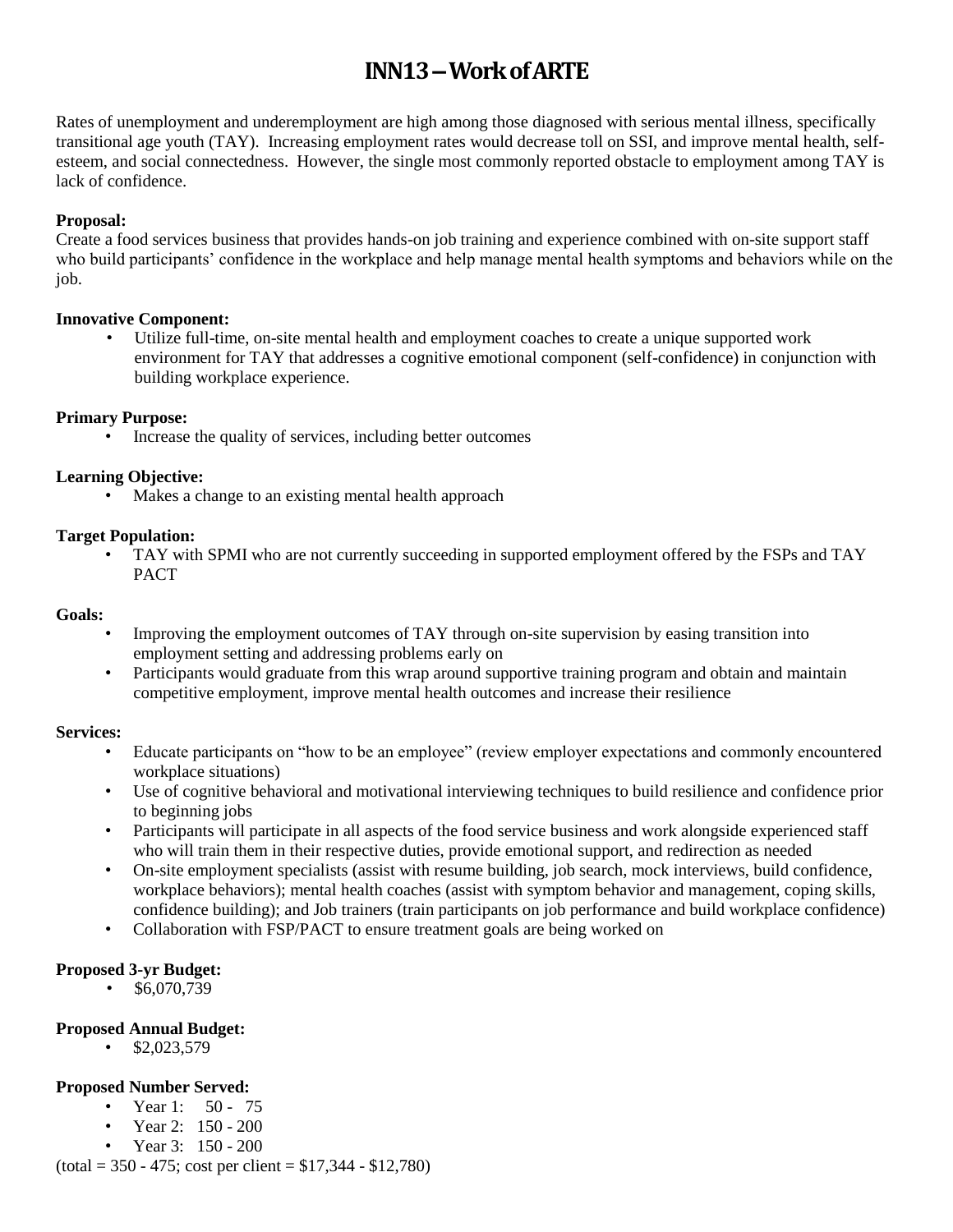# INN13 – Work of ARTE

Rates of unemployment and underemployment are high among those diagnosed with serious mental illness, specifically transitional age youth (TAY). Increasing employment rates would decrease toll on SSI, and improve mental health, self-esteem, and social connectedness. However, the single most commonly reported obstacle to employment among TAY is lack of confidence.

**Proposal:**
Create a food services business that provides hands-on job training and experience combined with on-site support staff who build participants' confidence in the workplace and help manage mental health symptoms and behaviors while on the job.

**Innovative Component:**
- Utilize full-time, on-site mental health and employment coaches to create a unique supported work environment for TAY that addresses a cognitive emotional component (self-confidence) in conjunction with building workplace experience.

**Primary Purpose:**
- Increase the quality of services, including better outcomes

**Learning Objective:**
- Makes a change to an existing mental health approach

**Target Population:**
- TAY with SPMI who are not currently succeeding in supported employment offered by the FSPs and TAY PACT

**Goals:**
- Improving the employment outcomes of TAY through on-site supervision by easing transition into employment setting and addressing problems early on
- Participants would graduate from this wrap around supportive training program and obtain and maintain competitive employment, improve mental health outcomes and increase their resilience

**Services:**
- Educate participants on "how to be an employee" (review employer expectations and commonly encountered workplace situations)
- Use of cognitive behavioral and motivational interviewing techniques to build resilience and confidence prior to beginning jobs
- Participants will participate in all aspects of the food service business and work alongside experienced staff who will train them in their respective duties, provide emotional support, and redirection as needed
- On-site employment specialists (assist with resume building, job search, mock interviews, build confidence, workplace behaviors); mental health coaches (assist with symptom behavior and management, coping skills, confidence building); and Job trainers (train participants on job performance and build workplace confidence)
- Collaboration with FSP/PACT to ensure treatment goals are being worked on

**Proposed 3-yr Budget:**
- $6,070,739

**Proposed Annual Budget:**
- $2,023,579

**Proposed Number Served:**
- Year 1: 50 - 75
- Year 2: 150 - 200
- Year 3: 150 - 200

(total = 350 - 475; cost per client = $17,344 - $12,780)